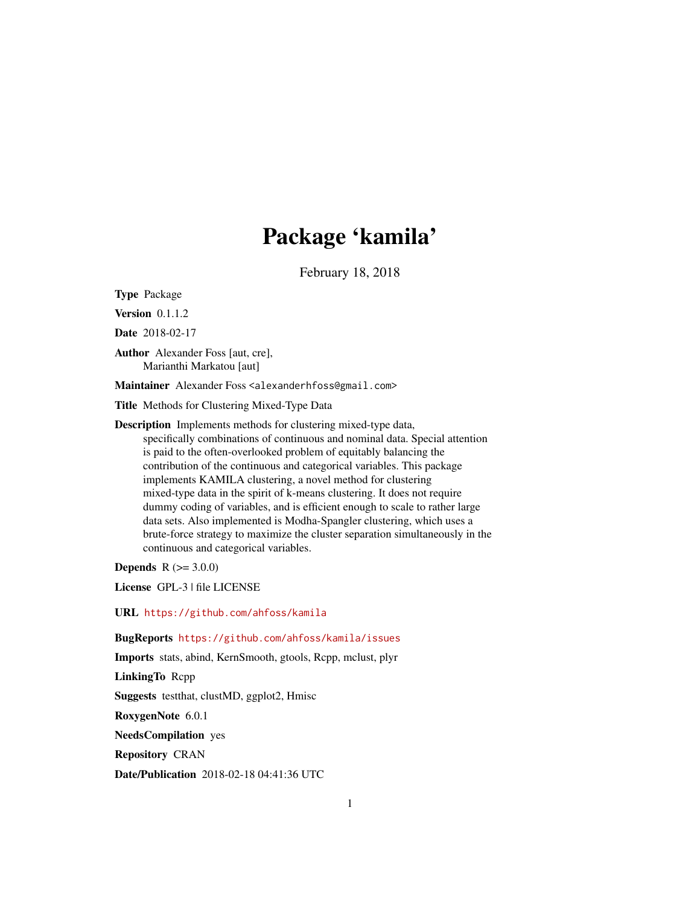# Package 'kamila'

February 18, 2018

**Type** Package

**Version** 0.1.1.2

**Date** 2018-02-17

**Author** Alexander Foss [aut, cre],
Marianthi Markatou [aut]

**Maintainer** Alexander Foss <alexanderhfoss@gmail.com>

**Title** Methods for Clustering Mixed-Type Data

**Description** Implements methods for clustering mixed-type data, specifically combinations of continuous and nominal data. Special attention is paid to the often-overlooked problem of equitably balancing the contribution of the continuous and categorical variables. This package implements KAMILA clustering, a novel method for clustering mixed-type data in the spirit of k-means clustering. It does not require dummy coding of variables, and is efficient enough to scale to rather large data sets. Also implemented is Modha-Spangler clustering, which uses a brute-force strategy to maximize the cluster separation simultaneously in the continuous and categorical variables.

**Depends** R (>= 3.0.0)

**License** GPL-3 | file LICENSE

**URL** https://github.com/ahfoss/kamila

**BugReports** https://github.com/ahfoss/kamila/issues

**Imports** stats, abind, KernSmooth, gtools, Rcpp, mclust, plyr

**LinkingTo** Rcpp

**Suggests** testthat, clustMD, ggplot2, Hmisc

**RoxygenNote** 6.0.1

**NeedsCompilation** yes

**Repository** CRAN

**Date/Publication** 2018-02-18 04:41:36 UTC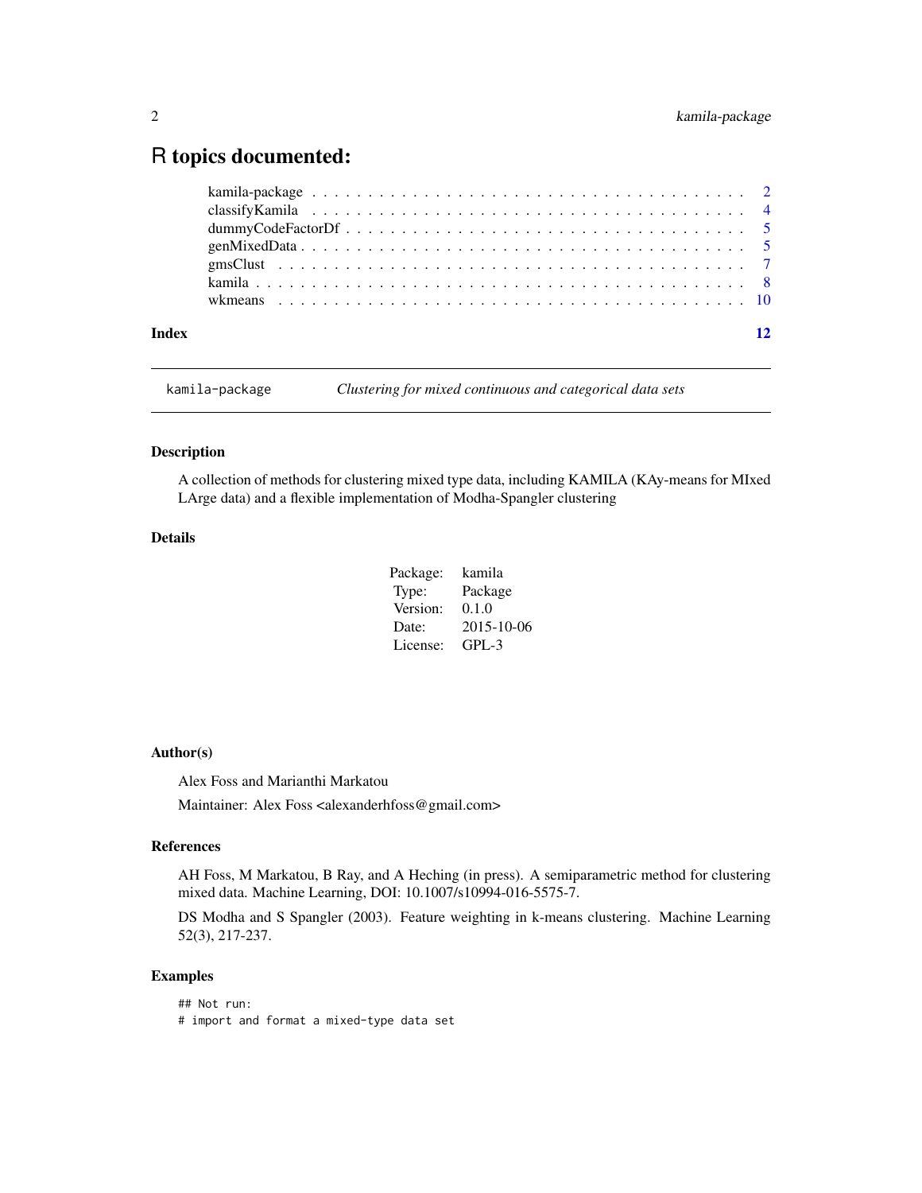# R topics documented:

| | |
|---|---|
| kamila-package | 2 |
| classifyKamila | 4 |
| dummyCodeFactorDf | 5 |
| genMixedData | 5 |
| gmsClust | 7 |
| kamila | 8 |
| wkmeans | 10 |
| **Index** | **12** |

---

`kamila-package` *Clustering for mixed continuous and categorical data sets*

---

### Description

A collection of methods for clustering mixed type data, including KAMILA (KAy-means for MIxed LArge data) and a flexible implementation of Modha-Spangler clustering

### Details

| | |
|---|---|
| Package: | kamila |
| Type: | Package |
| Version: | 0.1.0 |
| Date: | 2015-10-06 |
| License: | GPL-3 |

### Author(s)

Alex Foss and Marianthi Markatou

Maintainer: Alex Foss <alexanderhfoss@gmail.com>

### References

AH Foss, M Markatou, B Ray, and A Heching (in press). A semiparametric method for clustering mixed data. Machine Learning, DOI: 10.1007/s10994-016-5575-7.

DS Modha and S Spangler (2003). Feature weighting in k-means clustering. Machine Learning 52(3), 217-237.

### Examples

```
## Not run:
# import and format a mixed-type data set
```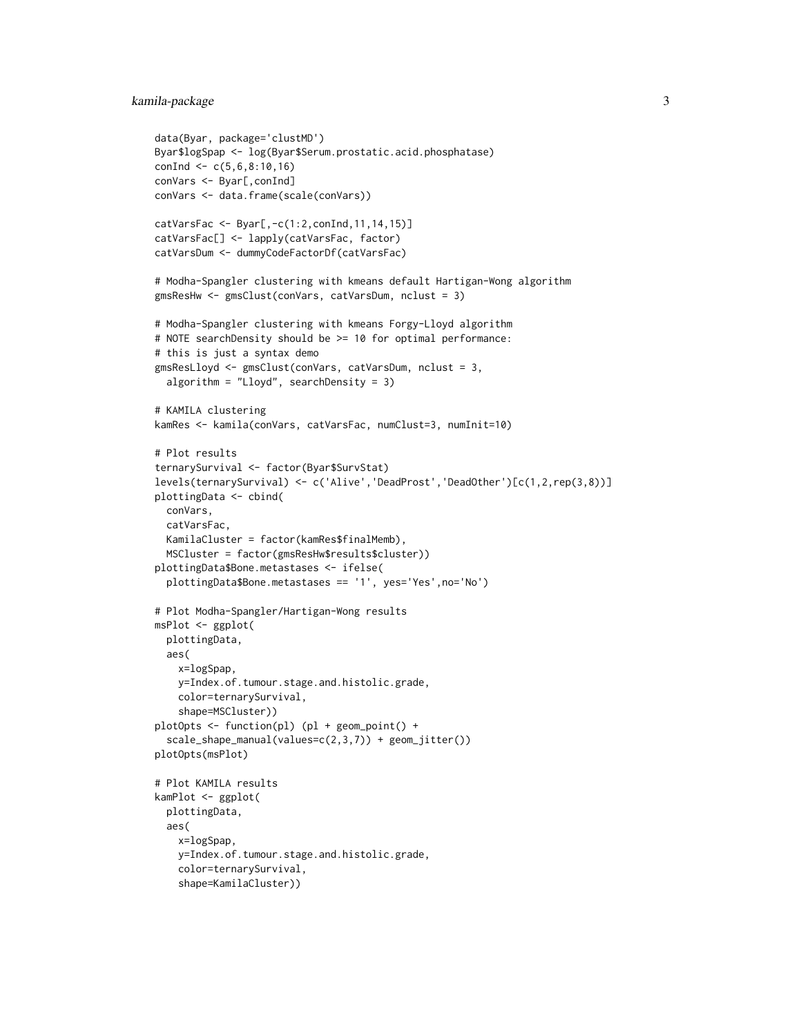```
data(Byar, package='clustMD')
Byar$logSpap <- log(Byar$Serum.prostatic.acid.phosphatase)
conInd <- c(5,6,8:10,16)
conVars <- Byar[,conInd]
conVars <- data.frame(scale(conVars))

catVarsFac <- Byar[,-c(1:2,conInd,11,14,15)]
catVarsFac[] <- lapply(catVarsFac, factor)
catVarsDum <- dummyCodeFactorDf(catVarsFac)

# Modha-Spangler clustering with kmeans default Hartigan-Wong algorithm
gmsResHw <- gmsClust(conVars, catVarsDum, nclust = 3)

# Modha-Spangler clustering with kmeans Forgy-Lloyd algorithm
# NOTE searchDensity should be >= 10 for optimal performance:
# this is just a syntax demo
gmsResLloyd <- gmsClust(conVars, catVarsDum, nclust = 3,
  algorithm = "Lloyd", searchDensity = 3)

# KAMILA clustering
kamRes <- kamila(conVars, catVarsFac, numClust=3, numInit=10)

# Plot results
ternarySurvival <- factor(Byar$SurvStat)
levels(ternarySurvival) <- c('Alive','DeadProst','DeadOther')[c(1,2,rep(3,8))]
plottingData <- cbind(
  conVars,
  catVarsFac,
  KamilaCluster = factor(kamRes$finalMemb),
  MSCluster = factor(gmsResHw$results$cluster))
plottingData$Bone.metastases <- ifelse(
  plottingData$Bone.metastases == '1', yes='Yes',no='No')

# Plot Modha-Spangler/Hartigan-Wong results
msPlot <- ggplot(
  plottingData,
  aes(
    x=logSpap,
    y=Index.of.tumour.stage.and.histolic.grade,
    color=ternarySurvival,
    shape=MSCluster))
plotOpts <- function(pl) (pl + geom_point() +
  scale_shape_manual(values=c(2,3,7)) + geom_jitter())
plotOpts(msPlot)

# Plot KAMILA results
kamPlot <- ggplot(
  plottingData,
  aes(
    x=logSpap,
    y=Index.of.tumour.stage.and.histolic.grade,
    color=ternarySurvival,
    shape=KamilaCluster))
```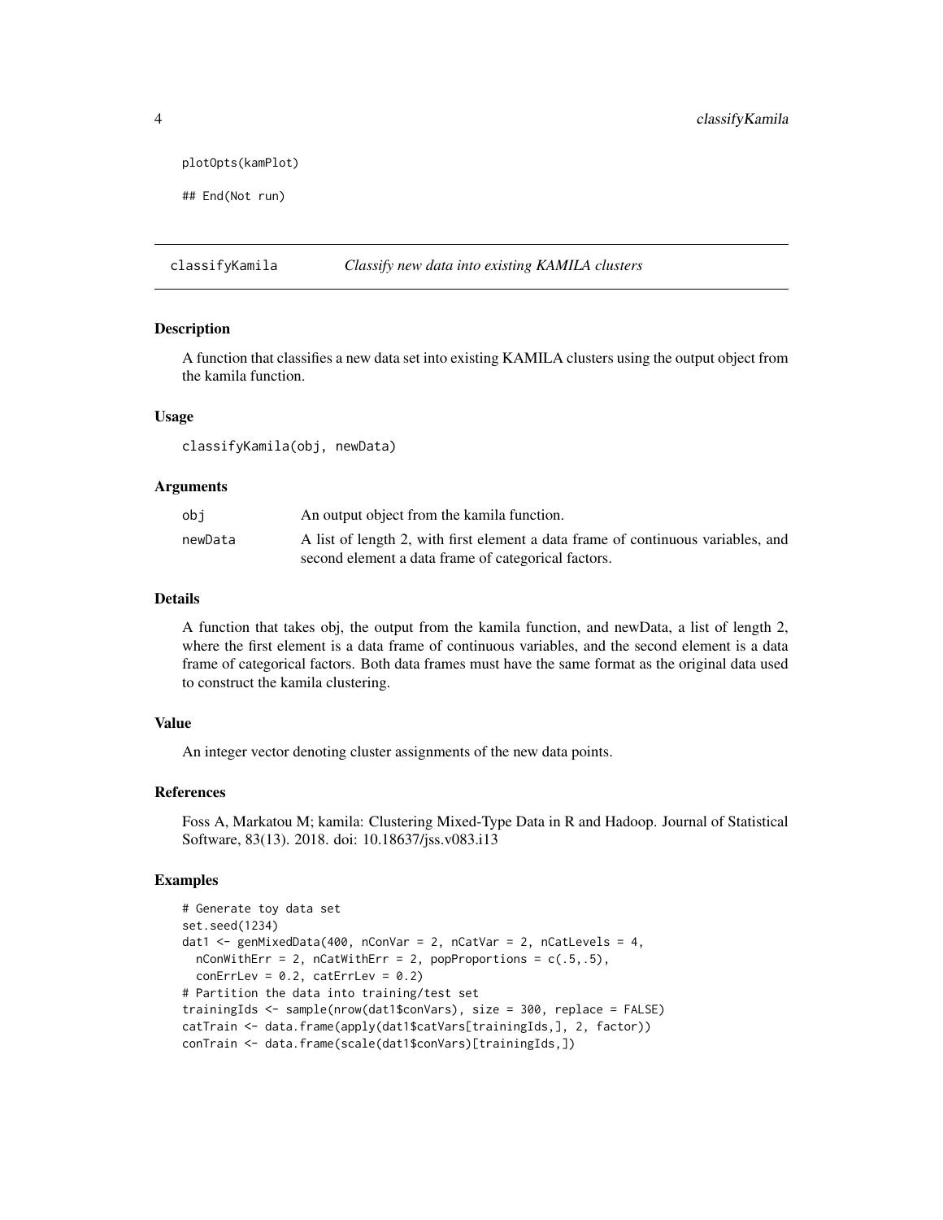```
plotOpts(kamPlot)

## End(Not run)
```

---

classifyKamila *Classify new data into existing KAMILA clusters*

---

### Description

A function that classifies a new data set into existing KAMILA clusters using the output object from the kamila function.

### Usage

```
classifyKamila(obj, newData)
```

### Arguments

| | |
|---|---|
| obj | An output object from the kamila function. |
| newData | A list of length 2, with first element a data frame of continuous variables, and second element a data frame of categorical factors. |

### Details

A function that takes obj, the output from the kamila function, and newData, a list of length 2, where the first element is a data frame of continuous variables, and the second element is a data frame of categorical factors. Both data frames must have the same format as the original data used to construct the kamila clustering.

### Value

An integer vector denoting cluster assignments of the new data points.

### References

Foss A, Markatou M; kamila: Clustering Mixed-Type Data in R and Hadoop. Journal of Statistical Software, 83(13). 2018. doi: 10.18637/jss.v083.i13

### Examples

```
# Generate toy data set
set.seed(1234)
dat1 <- genMixedData(400, nConVar = 2, nCatVar = 2, nCatLevels = 4,
  nConWithErr = 2, nCatWithErr = 2, popProportions = c(.5,.5),
  conErrLev = 0.2, catErrLev = 0.2)
# Partition the data into training/test set
trainingIds <- sample(nrow(dat1$conVars), size = 300, replace = FALSE)
catTrain <- data.frame(apply(dat1$catVars[trainingIds,], 2, factor))
conTrain <- data.frame(scale(dat1$conVars)[trainingIds,])
```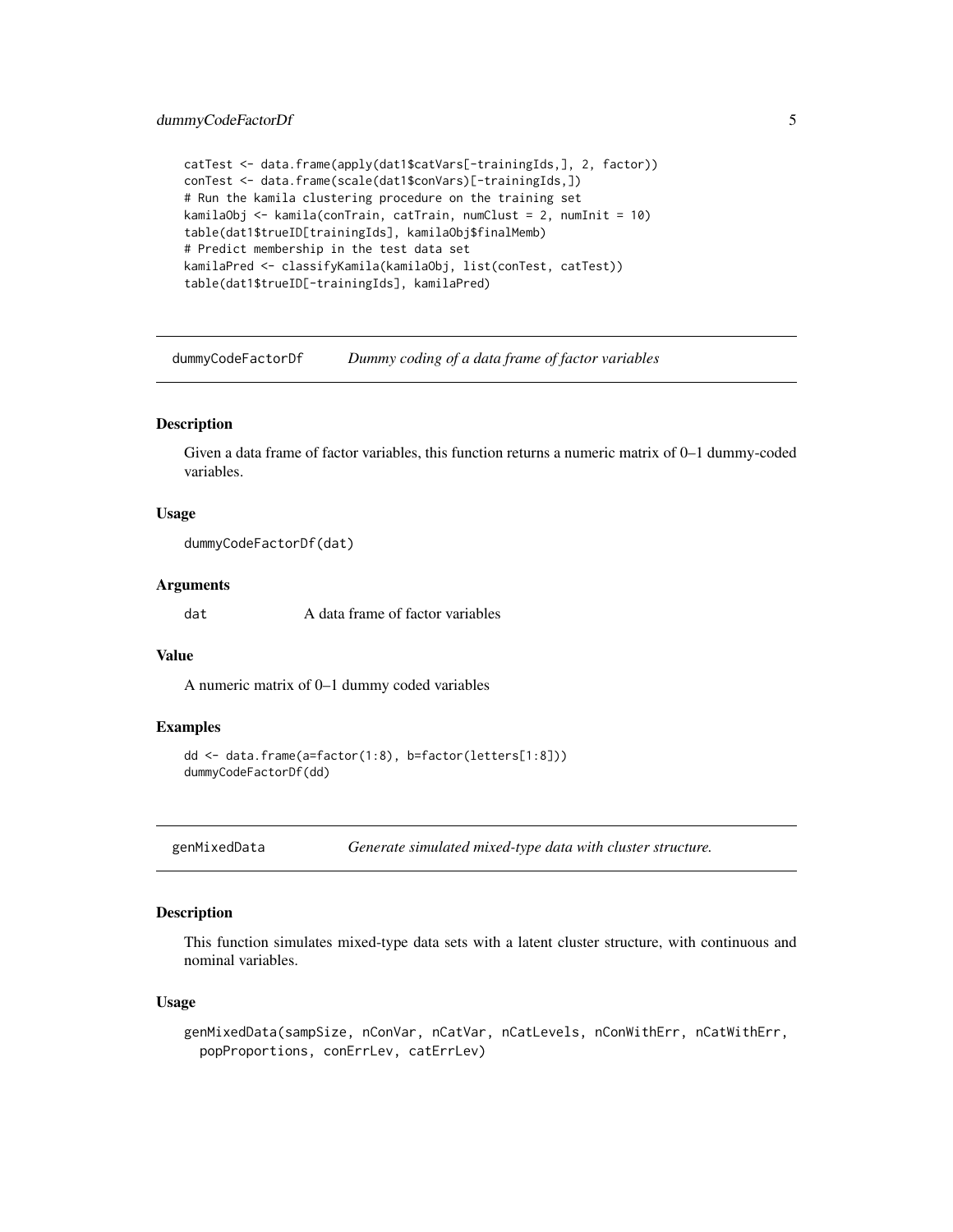```
catTest <- data.frame(apply(dat1$catVars[-trainingIds,], 2, factor))
conTest <- data.frame(scale(dat1$conVars)[-trainingIds,])
# Run the kamila clustering procedure on the training set
kamilaObj <- kamila(conTrain, catTrain, numClust = 2, numInit = 10)
table(dat1$trueID[trainingIds], kamilaObj$finalMemb)
# Predict membership in the test data set
kamilaPred <- classifyKamila(kamilaObj, list(conTest, catTest))
table(dat1$trueID[-trainingIds], kamilaPred)
```

## dummyCodeFactorDf — *Dummy coding of a data frame of factor variables*

### Description

Given a data frame of factor variables, this function returns a numeric matrix of 0–1 dummy-coded variables.

### Usage

```
dummyCodeFactorDf(dat)
```

### Arguments

| | |
|---|---|
| dat | A data frame of factor variables |

### Value

A numeric matrix of 0–1 dummy coded variables

### Examples

```
dd <- data.frame(a=factor(1:8), b=factor(letters[1:8]))
dummyCodeFactorDf(dd)
```

## genMixedData — *Generate simulated mixed-type data with cluster structure.*

### Description

This function simulates mixed-type data sets with a latent cluster structure, with continuous and nominal variables.

### Usage

```
genMixedData(sampSize, nConVar, nCatVar, nCatLevels, nConWithErr, nCatWithErr,
  popProportions, conErrLev, catErrLev)
```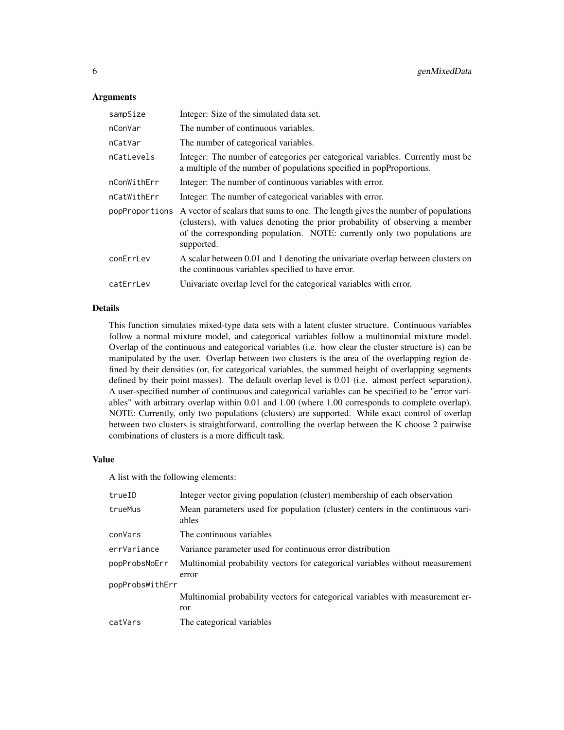### Arguments

| | |
|---|---|
| sampSize | Integer: Size of the simulated data set. |
| nConVar | The number of continuous variables. |
| nCatVar | The number of categorical variables. |
| nCatLevels | Integer: The number of categories per categorical variables. Currently must be a multiple of the number of populations specified in popProportions. |
| nConWithErr | Integer: The number of continuous variables with error. |
| nCatWithErr | Integer: The number of categorical variables with error. |
| popProportions | A vector of scalars that sums to one. The length gives the number of populations (clusters), with values denoting the prior probability of observing a member of the corresponding population. NOTE: currently only two populations are supported. |
| conErrLev | A scalar between 0.01 and 1 denoting the univariate overlap between clusters on the continuous variables specified to have error. |
| catErrLev | Univariate overlap level for the categorical variables with error. |

### Details

This function simulates mixed-type data sets with a latent cluster structure. Continuous variables follow a normal mixture model, and categorical variables follow a multinomial mixture model. Overlap of the continuous and categorical variables (i.e. how clear the cluster structure is) can be manipulated by the user. Overlap between two clusters is the area of the overlapping region defined by their densities (or, for categorical variables, the summed height of overlapping segments defined by their point masses). The default overlap level is 0.01 (i.e. almost perfect separation). A user-specified number of continuous and categorical variables can be specified to be "error variables" with arbitrary overlap within 0.01 and 1.00 (where 1.00 corresponds to complete overlap). NOTE: Currently, only two populations (clusters) are supported. While exact control of overlap between two clusters is straightforward, controlling the overlap between the K choose 2 pairwise combinations of clusters is a more difficult task.

### Value

A list with the following elements:

| | |
|---|---|
| trueID | Integer vector giving population (cluster) membership of each observation |
| trueMus | Mean parameters used for population (cluster) centers in the continuous variables |
| conVars | The continuous variables |
| errVariance | Variance parameter used for continuous error distribution |
| popProbsNoErr | Multinomial probability vectors for categorical variables without measurement error |
| popProbsWithErr | Multinomial probability vectors for categorical variables with measurement error |
| catVars | The categorical variables |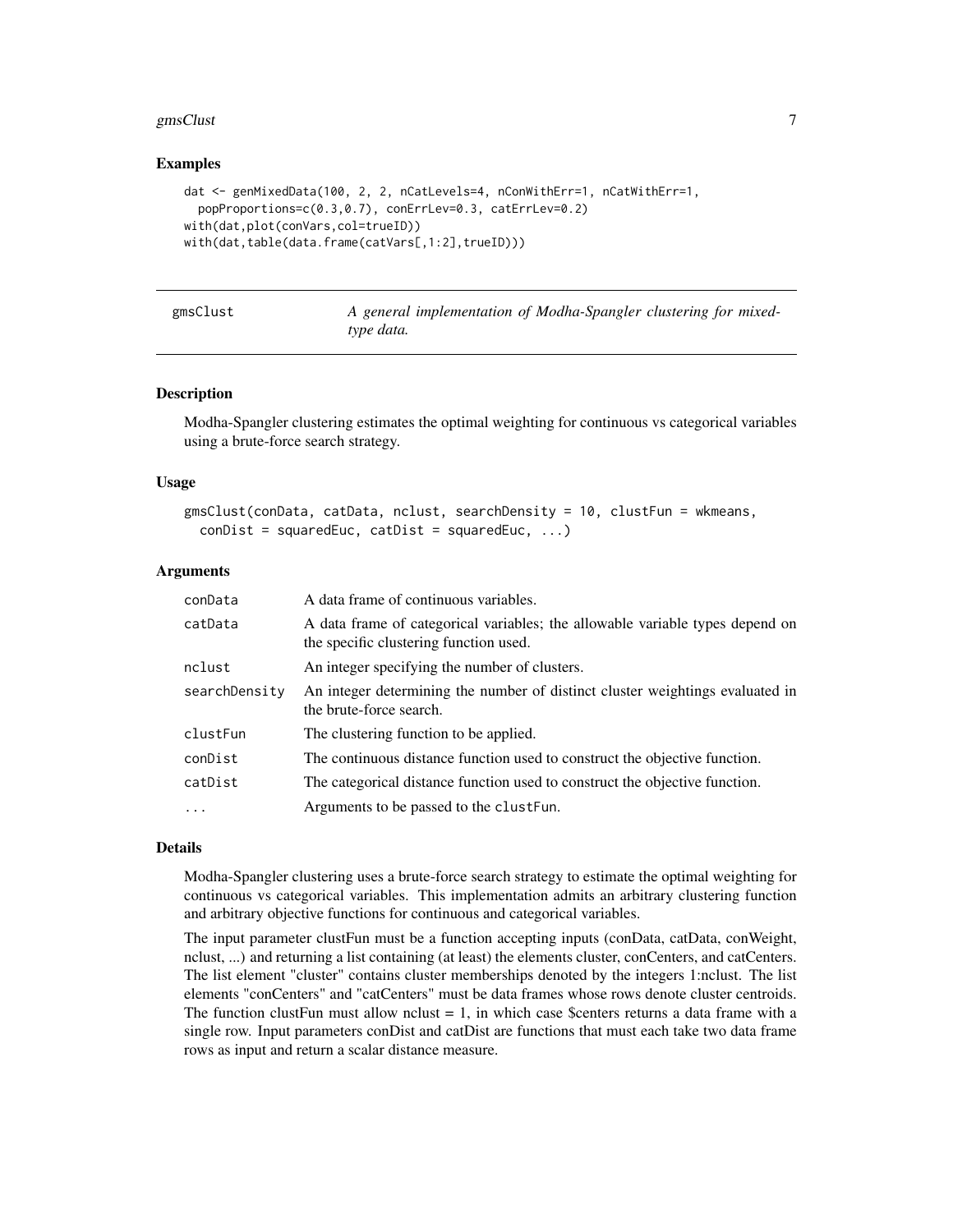## Examples

```
dat <- genMixedData(100, 2, 2, nCatLevels=4, nConWithErr=1, nCatWithErr=1,
  popProportions=c(0.3,0.7), conErrLev=0.3, catErrLev=0.2)
with(dat,plot(conVars,col=trueID))
with(dat,table(data.frame(catVars[,1:2],trueID)))
```

---

# gmsClust — *A general implementation of Modha-Spangler clustering for mixed-type data.*

---

## Description

Modha-Spangler clustering estimates the optimal weighting for continuous vs categorical variables using a brute-force search strategy.

## Usage

```
gmsClust(conData, catData, nclust, searchDensity = 10, clustFun = wkmeans,
  conDist = squaredEuc, catDist = squaredEuc, ...)
```

## Arguments

| | |
|---|---|
| `conData` | A data frame of continuous variables. |
| `catData` | A data frame of categorical variables; the allowable variable types depend on the specific clustering function used. |
| `nclust` | An integer specifying the number of clusters. |
| `searchDensity` | An integer determining the number of distinct cluster weightings evaluated in the brute-force search. |
| `clustFun` | The clustering function to be applied. |
| `conDist` | The continuous distance function used to construct the objective function. |
| `catDist` | The categorical distance function used to construct the objective function. |
| `...` | Arguments to be passed to the `clustFun`. |

## Details

Modha-Spangler clustering uses a brute-force search strategy to estimate the optimal weighting for continuous vs categorical variables. This implementation admits an arbitrary clustering function and arbitrary objective functions for continuous and categorical variables.

The input parameter clustFun must be a function accepting inputs (conData, catData, conWeight, nclust, ...) and returning a list containing (at least) the elements cluster, conCenters, and catCenters. The list element "cluster" contains cluster memberships denoted by the integers 1:nclust. The list elements "conCenters" and "catCenters" must be data frames whose rows denote cluster centroids. The function clustFun must allow nclust = 1, in which case $centers returns a data frame with a single row. Input parameters conDist and catDist are functions that must each take two data frame rows as input and return a scalar distance measure.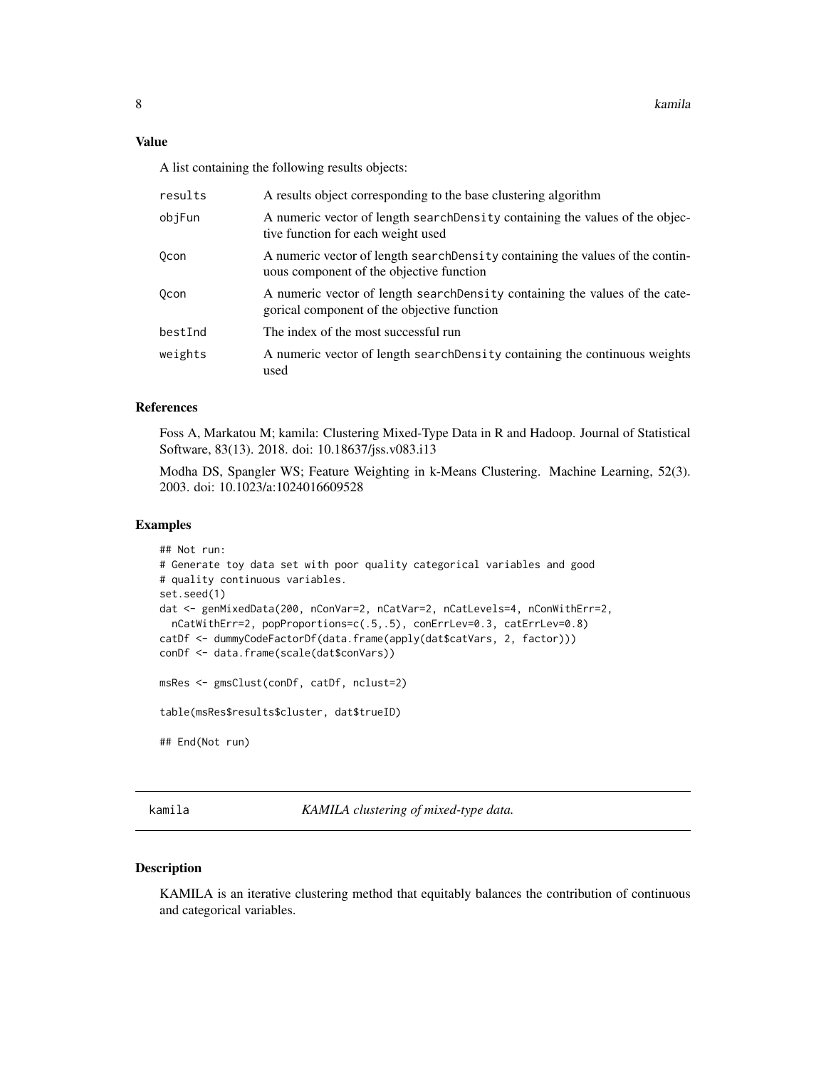### Value

A list containing the following results objects:

| | |
|---|---|
| results | A results object corresponding to the base clustering algorithm |
| objFun | A numeric vector of length searchDensity containing the values of the objective function for each weight used |
| Qcon | A numeric vector of length searchDensity containing the values of the continuous component of the objective function |
| Qcon | A numeric vector of length searchDensity containing the values of the categorical component of the objective function |
| bestInd | The index of the most successful run |
| weights | A numeric vector of length searchDensity containing the continuous weights used |

### References

Foss A, Markatou M; kamila: Clustering Mixed-Type Data in R and Hadoop. Journal of Statistical Software, 83(13). 2018. doi: 10.18637/jss.v083.i13

Modha DS, Spangler WS; Feature Weighting in k-Means Clustering. Machine Learning, 52(3). 2003. doi: 10.1023/a:1024016609528

### Examples

```
## Not run:
# Generate toy data set with poor quality categorical variables and good
# quality continuous variables.
set.seed(1)
dat <- genMixedData(200, nConVar=2, nCatVar=2, nCatLevels=4, nConWithErr=2,
  nCatWithErr=2, popProportions=c(.5,.5), conErrLev=0.3, catErrLev=0.8)
catDf <- dummyCodeFactorDf(data.frame(apply(dat$catVars, 2, factor)))
conDf <- data.frame(scale(dat$conVars))

msRes <- gmsClust(conDf, catDf, nclust=2)

table(msRes$results$cluster, dat$trueID)

## End(Not run)
```

---

## kamila *KAMILA clustering of mixed-type data.*

---

### Description

KAMILA is an iterative clustering method that equitably balances the contribution of continuous and categorical variables.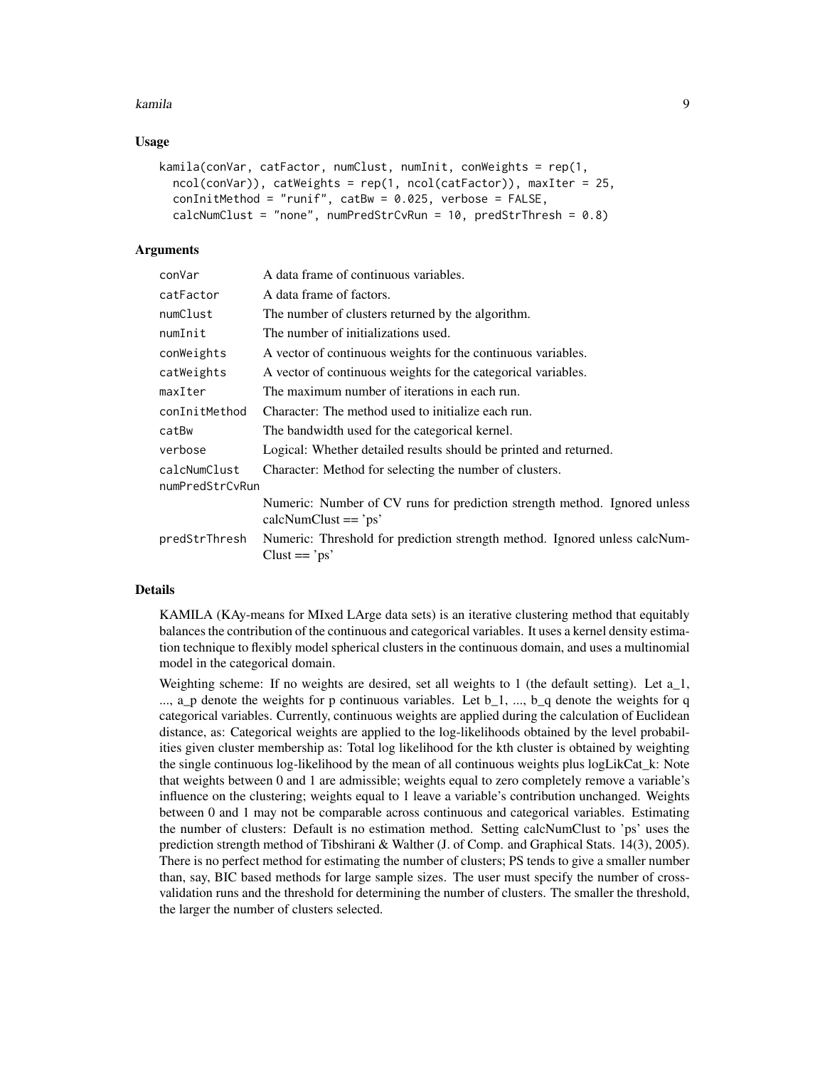## Usage

```
kamila(conVar, catFactor, numClust, numInit, conWeights = rep(1,
  ncol(conVar)), catWeights = rep(1, ncol(catFactor)), maxIter = 25,
  conInitMethod = "runif", catBw = 0.025, verbose = FALSE,
  calcNumClust = "none", numPredStrCvRun = 10, predStrThresh = 0.8)
```

## Arguments

| | |
|---|---|
| conVar | A data frame of continuous variables. |
| catFactor | A data frame of factors. |
| numClust | The number of clusters returned by the algorithm. |
| numInit | The number of initializations used. |
| conWeights | A vector of continuous weights for the continuous variables. |
| catWeights | A vector of continuous weights for the categorical variables. |
| maxIter | The maximum number of iterations in each run. |
| conInitMethod | Character: The method used to initialize each run. |
| catBw | The bandwidth used for the categorical kernel. |
| verbose | Logical: Whether detailed results should be printed and returned. |
| calcNumClust | Character: Method for selecting the number of clusters. |
| numPredStrCvRun | Numeric: Number of CV runs for prediction strength method. Ignored unless calcNumClust == 'ps' |
| predStrThresh | Numeric: Threshold for prediction strength method. Ignored unless calcNumClust == 'ps' |

## Details

KAMILA (KAy-means for MIxed LArge data sets) is an iterative clustering method that equitably balances the contribution of the continuous and categorical variables. It uses a kernel density estimation technique to flexibly model spherical clusters in the continuous domain, and uses a multinomial model in the categorical domain.

Weighting scheme: If no weights are desired, set all weights to 1 (the default setting). Let a_1, ..., a_p denote the weights for p continuous variables. Let b_1, ..., b_q denote the weights for q categorical variables. Currently, continuous weights are applied during the calculation of Euclidean distance, as: Categorical weights are applied to the log-likelihoods obtained by the level probabilities given cluster membership as: Total log likelihood for the kth cluster is obtained by weighting the single continuous log-likelihood by the mean of all continuous weights plus logLikCat_k: Note that weights between 0 and 1 are admissible; weights equal to zero completely remove a variable's influence on the clustering; weights equal to 1 leave a variable's contribution unchanged. Weights between 0 and 1 may not be comparable across continuous and categorical variables. Estimating the number of clusters: Default is no estimation method. Setting calcNumClust to 'ps' uses the prediction strength method of Tibshirani & Walther (J. of Comp. and Graphical Stats. 14(3), 2005). There is no perfect method for estimating the number of clusters; PS tends to give a smaller number than, say, BIC based methods for large sample sizes. The user must specify the number of cross-validation runs and the threshold for determining the number of clusters. The smaller the threshold, the larger the number of clusters selected.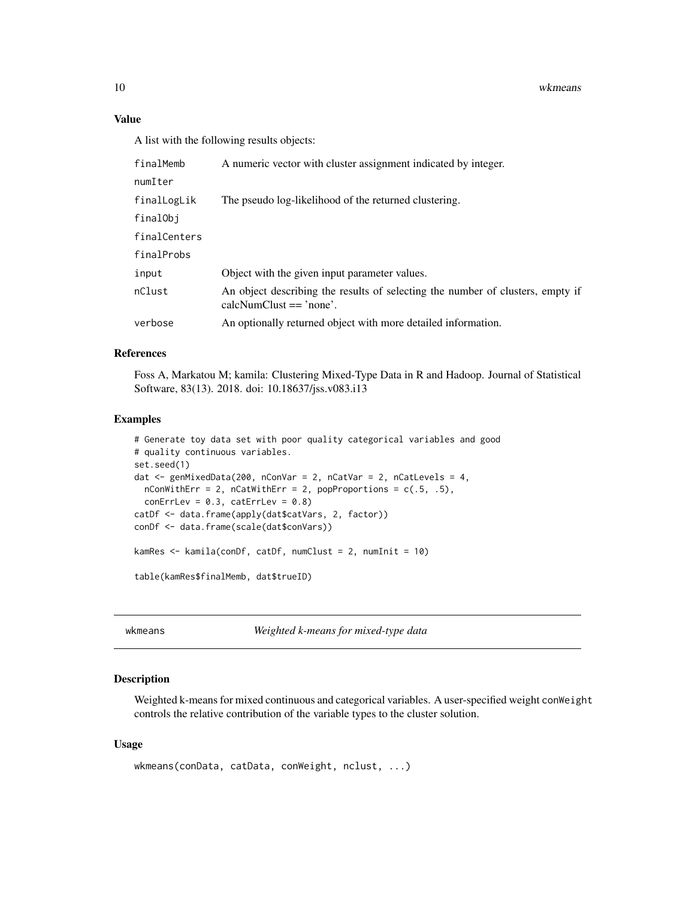## Value

A list with the following results objects:

| | |
|---|---|
| finalMemb | A numeric vector with cluster assignment indicated by integer. |
| numIter | |
| finalLogLik | The pseudo log-likelihood of the returned clustering. |
| finalObj | |
| finalCenters | |
| finalProbs | |
| input | Object with the given input parameter values. |
| nClust | An object describing the results of selecting the number of clusters, empty if calcNumClust == 'none'. |
| verbose | An optionally returned object with more detailed information. |

## References

Foss A, Markatou M; kamila: Clustering Mixed-Type Data in R and Hadoop. Journal of Statistical Software, 83(13). 2018. doi: 10.18637/jss.v083.i13

## Examples

```
# Generate toy data set with poor quality categorical variables and good
# quality continuous variables.
set.seed(1)
dat <- genMixedData(200, nConVar = 2, nCatVar = 2, nCatLevels = 4,
  nConWithErr = 2, nCatWithErr = 2, popProportions = c(.5, .5),
  conErrLev = 0.3, catErrLev = 0.8)
catDf <- data.frame(apply(dat$catVars, 2, factor))
conDf <- data.frame(scale(dat$conVars))

kamRes <- kamila(conDf, catDf, numClust = 2, numInit = 10)

table(kamRes$finalMemb, dat$trueID)
```

---

# wkmeans *Weighted k-means for mixed-type data*

## Description

Weighted k-means for mixed continuous and categorical variables. A user-specified weight conWeight controls the relative contribution of the variable types to the cluster solution.

## Usage

```
wkmeans(conData, catData, conWeight, nclust, ...)
```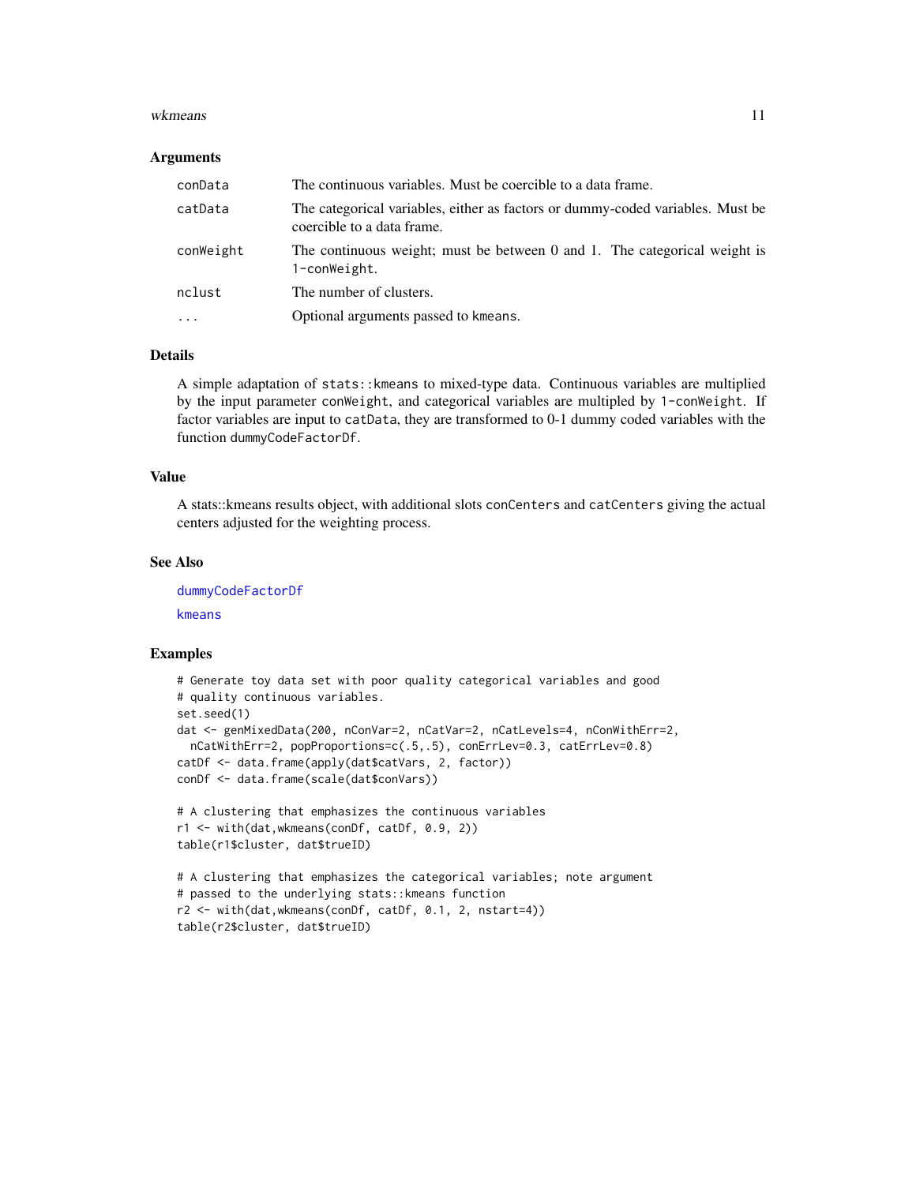### Arguments

| | |
|---|---|
| conData | The continuous variables. Must be coercible to a data frame. |
| catData | The categorical variables, either as factors or dummy-coded variables. Must be coercible to a data frame. |
| conWeight | The continuous weight; must be between 0 and 1. The categorical weight is 1-conWeight. |
| nclust | The number of clusters. |
| ... | Optional arguments passed to kmeans. |

### Details

A simple adaptation of `stats::kmeans` to mixed-type data. Continuous variables are multiplied by the input parameter `conWeight`, and categorical variables are multipled by `1-conWeight`. If factor variables are input to `catData`, they are transformed to 0-1 dummy coded variables with the function `dummyCodeFactorDf`.

### Value

A stats::kmeans results object, with additional slots `conCenters` and `catCenters` giving the actual centers adjusted for the weighting process.

### See Also

dummyCodeFactorDf

kmeans

### Examples

```
# Generate toy data set with poor quality categorical variables and good
# quality continuous variables.
set.seed(1)
dat <- genMixedData(200, nConVar=2, nCatVar=2, nCatLevels=4, nConWithErr=2,
  nCatWithErr=2, popProportions=c(.5,.5), conErrLev=0.3, catErrLev=0.8)
catDf <- data.frame(apply(dat$catVars, 2, factor))
conDf <- data.frame(scale(dat$conVars))

# A clustering that emphasizes the continuous variables
r1 <- with(dat,wkmeans(conDf, catDf, 0.9, 2))
table(r1$cluster, dat$trueID)

# A clustering that emphasizes the categorical variables; note argument
# passed to the underlying stats::kmeans function
r2 <- with(dat,wkmeans(conDf, catDf, 0.1, 2, nstart=4))
table(r2$cluster, dat$trueID)
```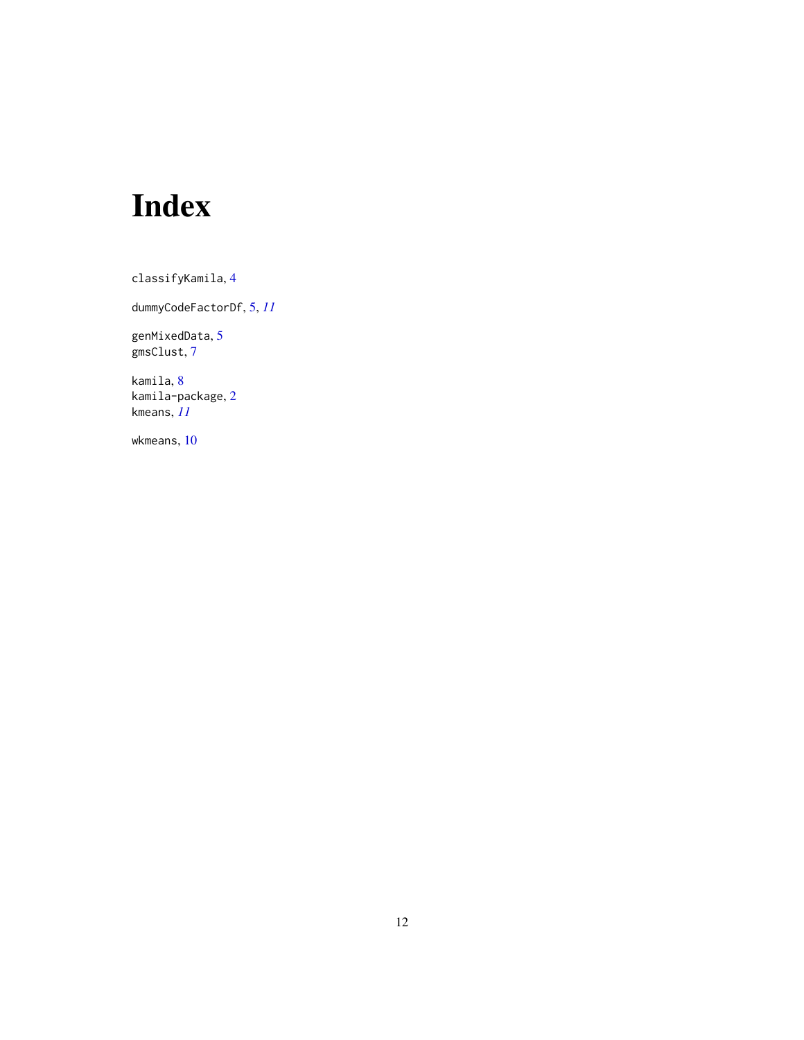# Index

classifyKamila, 4

dummyCodeFactorDf, 5, *11*

genMixedData, 5
gmsClust, 7

kamila, 8
kamila-package, 2
kmeans, *11*

wkmeans, 10